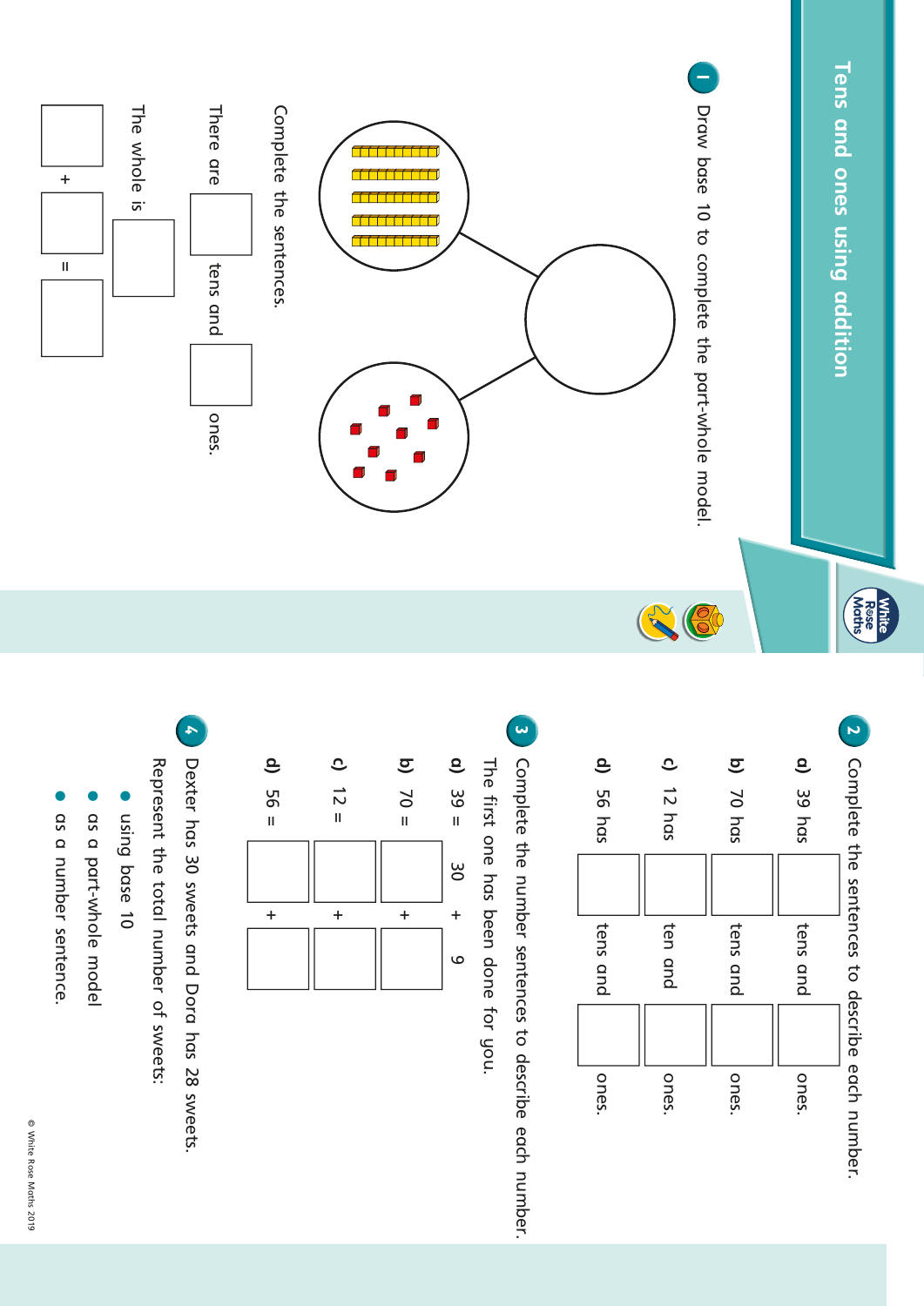# Tens and ones using addition

**1** Draw base 10 to complete the part-whole model.

Complete the sentences.

There are ☐ tens and ☐ ones.

The whole is ☐

☐ + ☐ = ☐

**2** Complete the sentences to describe each number.

**a)** 39 has ☐ tens and ☐ ones.

**b)** 70 has ☐ tens and ☐ ones.

**c)** 12 has ☐ ten and ☐ ones.

**d)** 56 has ☐ tens and ☐ ones.

**3** Complete the number sentences to describe each number.
The first one has been done for you.

**a)** 39 = 30 + 9

**b)** 70 = ☐ + ☐

**c)** 12 = ☐ + ☐

**d)** 56 = ☐ + ☐

**4** Dexter has 30 sweets and Dora has 28 sweets.
Represent the total number of sweets:

- using base 10
- as a part-whole model
- as a number sentence.

© White Rose Maths 2019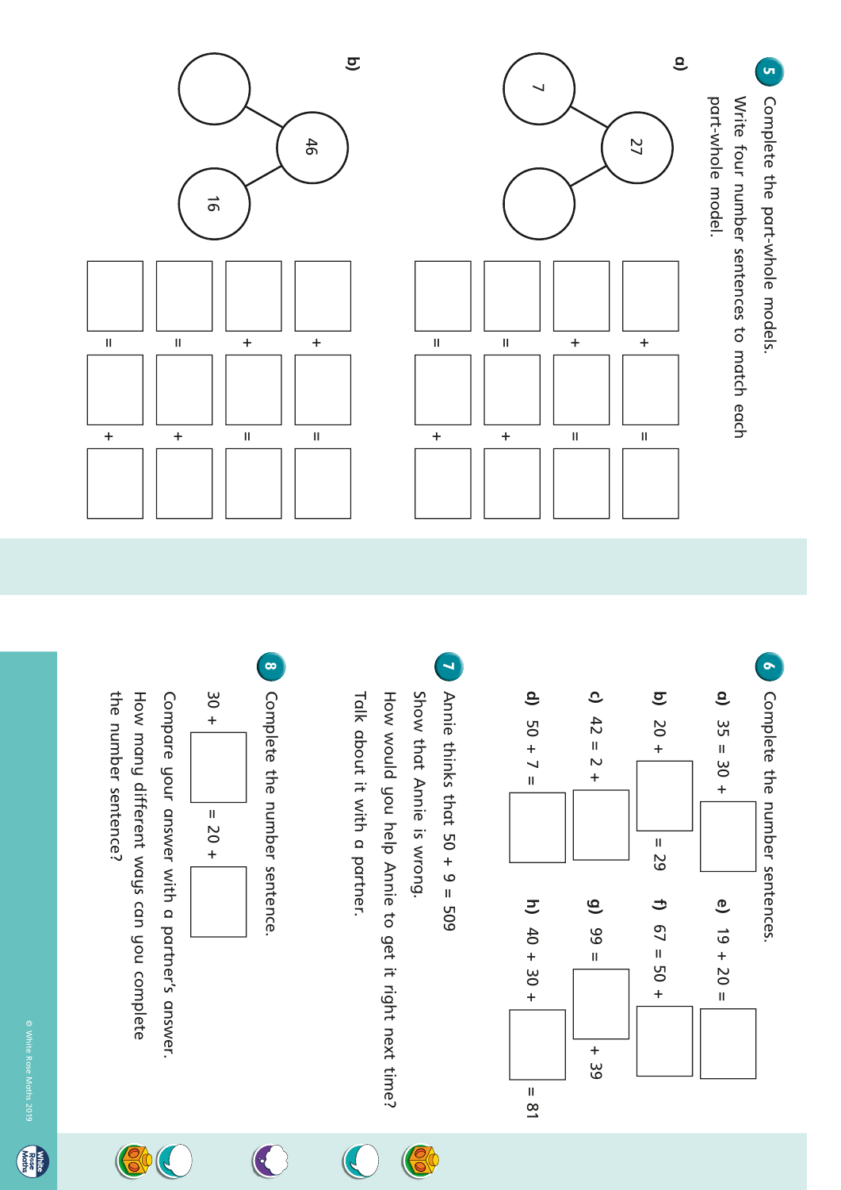**5** Complete the part-whole models.

Write four number sentences to match each part-whole model.

**a)**

27

7

☐ + ☐ = ☐

☐ + ☐ = ☐

☐ = ☐ + ☐

☐ = ☐ + ☐

**b)**

46

16

☐ + ☐ = ☐

☐ + ☐ = ☐

☐ = ☐ + ☐

☐ = ☐ + ☐

**6** Complete the number sentences.

**a)** $35 = 30 + ☐$

**b)** $20 + ☐ = 29$

**c)** $42 = 2 + ☐$

**d)** $50 + 7 = ☐$

**e)** $19 + 20 = ☐$

**f)** $67 = 50 + ☐$

**g)** $99 = ☐ + 39$

**h)** $40 + 30 + ☐ = 81$

**7** Annie thinks that $50 + 9 = 509$

Show that Annie is wrong.

How would you help Annie to get it right next time?

Talk about it with a partner.

**8** Complete the number sentence.

$30 + ☐ = 20 + ☐$

Compare your answer with a partner's answer.

How many different ways can you complete the number sentence?